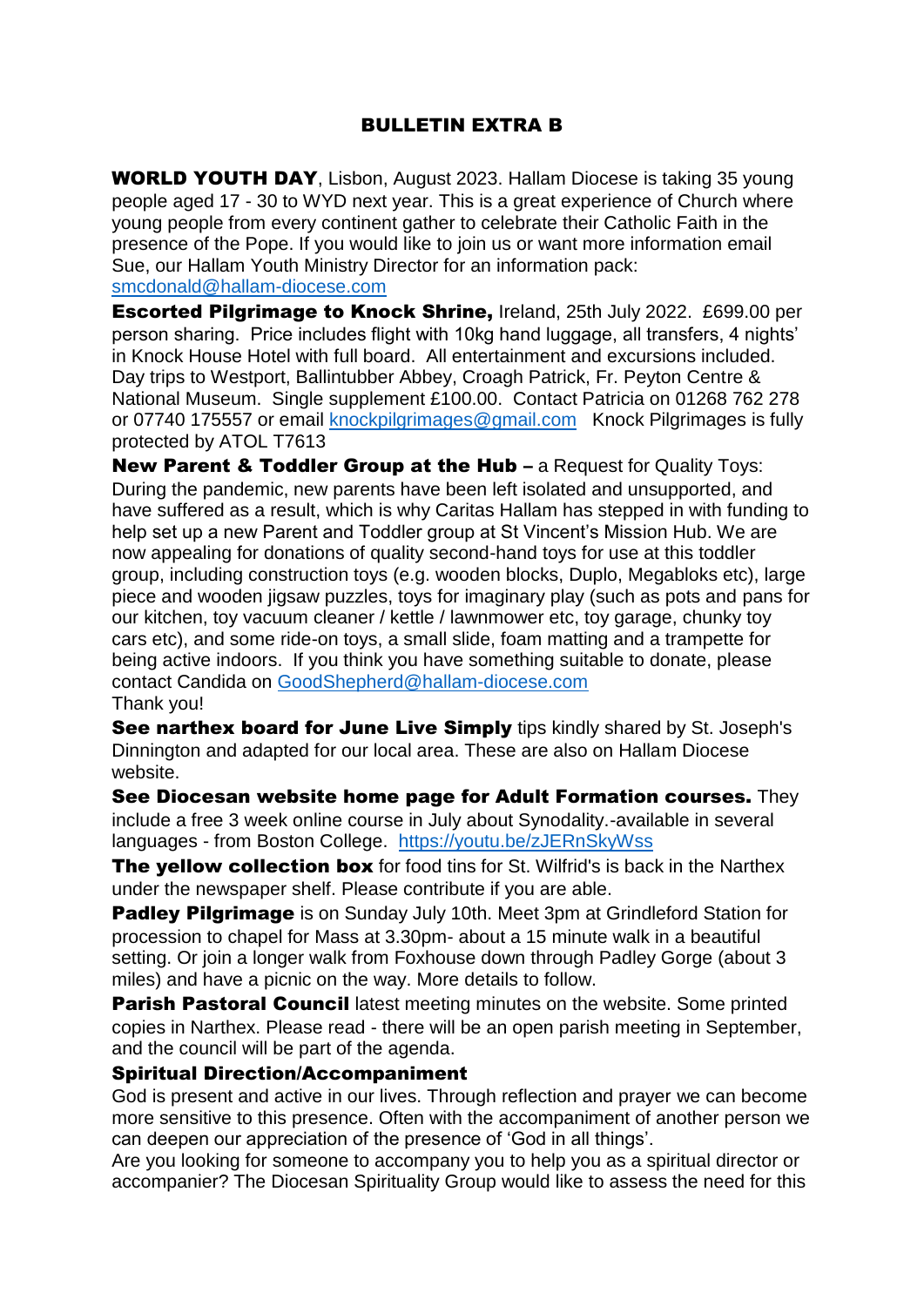## BULLETIN EXTRA B

**WORLD YOUTH DAY**, Lisbon, August 2023. Hallam Diocese is taking 35 young people aged 17 - 30 to WYD next year. This is a great experience of Church where young people from every continent gather to celebrate their Catholic Faith in the presence of the Pope. If you would like to join us or want more information email Sue, our Hallam Youth Ministry Director for an information pack: smcdonald@hallam-diocese.com

**Escorted Pilgrimage to Knock Shrine,** Ireland, 25th July 2022. £699.00 per person sharing. Price includes flight with 10kg hand luggage, all transfers, 4 nights' in Knock House Hotel with full board. All entertainment and excursions included. Day trips to Westport, Ballintubber Abbey, Croagh Patrick, Fr. Peyton Centre & National Museum. Single supplement £100.00. Contact Patricia on 01268 762 278 or 07740 175557 or email knockpilgrimages@gmail.com Knock Pilgrimages is fully protected by ATOL T7613

**New Parent & Toddler Group at the Hub –** a Request for Quality Toys: During the pandemic, new parents have been left isolated and unsupported, and have suffered as a result, which is why Caritas Hallam has stepped in with funding to help set up a new Parent and Toddler group at St Vincent's Mission Hub. We are now appealing for donations of quality second-hand toys for use at this toddler group, including construction toys (e.g. wooden blocks, Duplo, Megabloks etc), large piece and wooden jigsaw puzzles, toys for imaginary play (such as pots and pans for our kitchen, toy vacuum cleaner / kettle / lawnmower etc, toy garage, chunky toy cars etc), and some ride-on toys, a small slide, foam matting and a trampette for being active indoors. If you think you have something suitable to donate, please contact Candida on GoodShepherd@hallam-diocese.com
Thank you!

**See narthex board for June Live Simply** tips kindly shared by St. Joseph's Dinnington and adapted for our local area. These are also on Hallam Diocese website.

**See Diocesan website home page for Adult Formation courses.** They include a free 3 week online course in July about Synodality.-available in several languages - from Boston College. https://youtu.be/zJERnSkyWss

**The yellow collection box** for food tins for St. Wilfrid's is back in the Narthex under the newspaper shelf. Please contribute if you are able.

**Padley Pilgrimage** is on Sunday July 10th. Meet 3pm at Grindleford Station for procession to chapel for Mass at 3.30pm- about a 15 minute walk in a beautiful setting. Or join a longer walk from Foxhouse down through Padley Gorge (about 3 miles) and have a picnic on the way. More details to follow.

**Parish Pastoral Council** latest meeting minutes on the website. Some printed copies in Narthex. Please read - there will be an open parish meeting in September, and the council will be part of the agenda.

**Spiritual Direction/Accompaniment**

God is present and active in our lives. Through reflection and prayer we can become more sensitive to this presence. Often with the accompaniment of another person we can deepen our appreciation of the presence of 'God in all things'.

Are you looking for someone to accompany you to help you as a spiritual director or accompanier? The Diocesan Spirituality Group would like to assess the need for this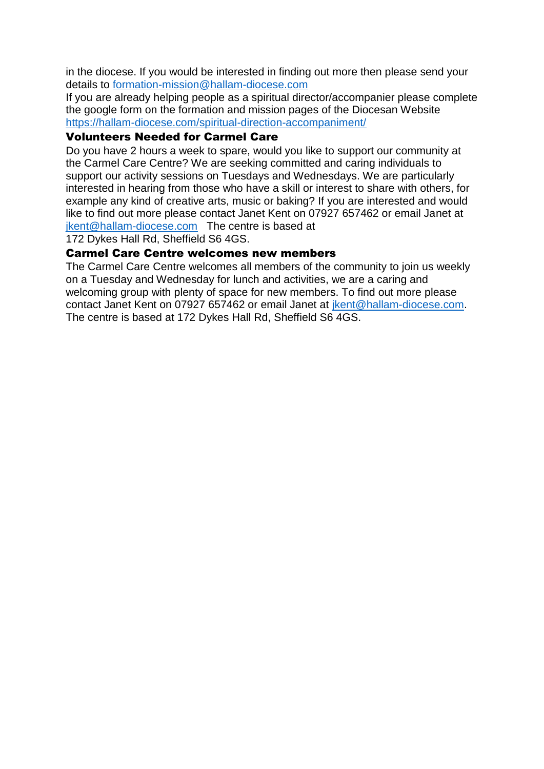in the diocese. If you would be interested in finding out more then please send your details to [formation-mission@hallam-diocese.com](mailto:formation-mission@hallam-diocese.com)

If you are already helping people as a spiritual director/accompanier please complete the google form on the formation and mission pages of the Diocesan Website [https://hallam-diocese.com/spiritual-direction-accompaniment/](https://hallam-diocese.com/spiritual-direction-accompaniment/)

### Volunteers Needed for Carmel Care

Do you have 2 hours a week to spare, would you like to support our community at the Carmel Care Centre? We are seeking committed and caring individuals to support our activity sessions on Tuesdays and Wednesdays. We are particularly interested in hearing from those who have a skill or interest to share with others, for example any kind of creative arts, music or baking? If you are interested and would like to find out more please contact Janet Kent on 07927 657462 or email Janet at [jkent@hallam-diocese.com](mailto:jkent@hallam-diocese.com) The centre is based at 172 Dykes Hall Rd, Sheffield S6 4GS.

### Carmel Care Centre welcomes new members

The Carmel Care Centre welcomes all members of the community to join us weekly on a Tuesday and Wednesday for lunch and activities, we are a caring and welcoming group with plenty of space for new members. To find out more please contact Janet Kent on 07927 657462 or email Janet at [jkent@hallam-diocese.com](mailto:jkent@hallam-diocese.com). The centre is based at 172 Dykes Hall Rd, Sheffield S6 4GS.